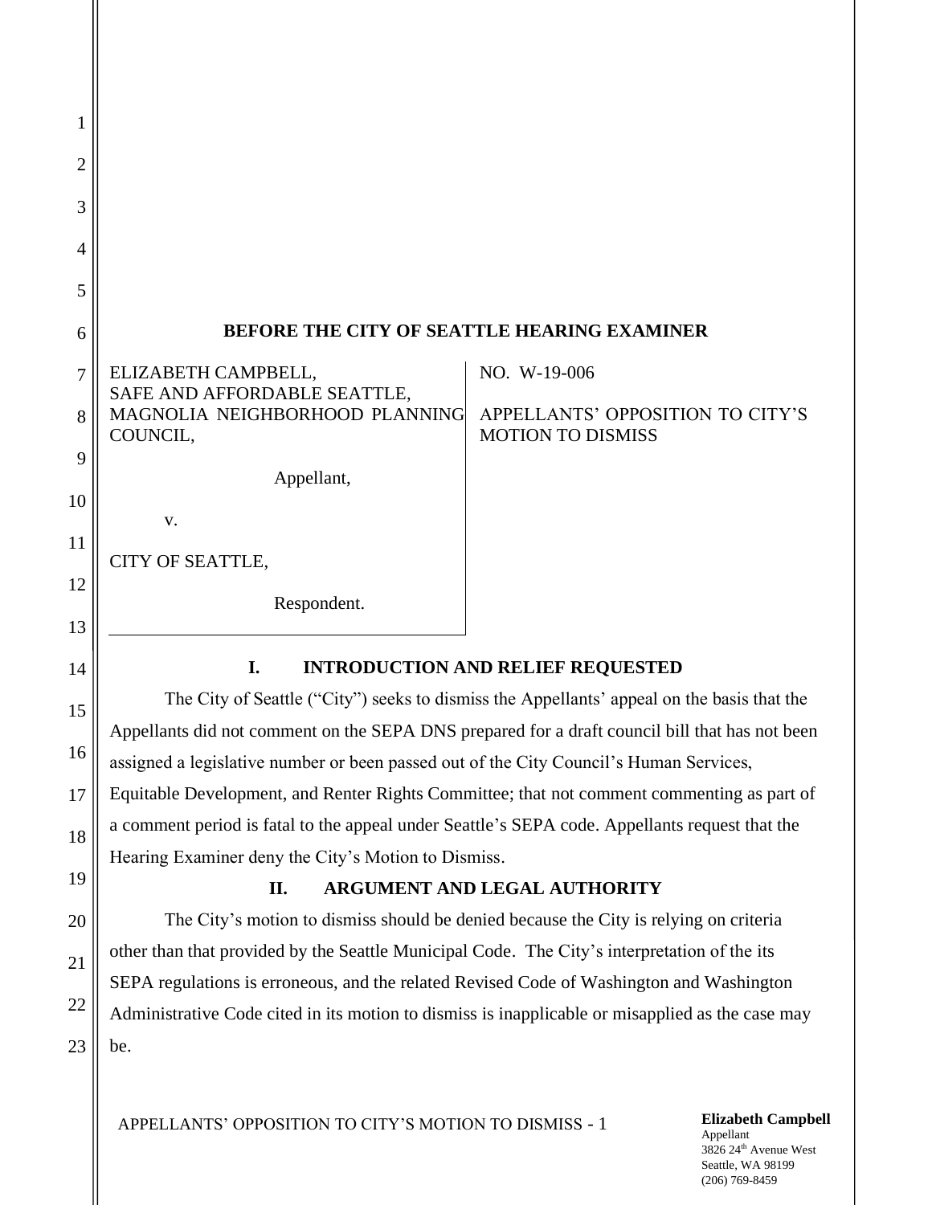**BEFORE THE CITY OF SEATTLE HEARING EXAMINER**

| | |
|---|---|
| ELIZABETH CAMPBELL, SAFE AND AFFORDABLE SEATTLE, MAGNOLIA NEIGHBORHOOD PLANNING COUNCIL,<br><br>Appellant,<br><br>v.<br><br>CITY OF SEATTLE,<br><br>Respondent. | NO. W-19-006<br><br>APPELLANTS' OPPOSITION TO CITY'S MOTION TO DISMISS |

## I. INTRODUCTION AND RELIEF REQUESTED

The City of Seattle ("City") seeks to dismiss the Appellants' appeal on the basis that the Appellants did not comment on the SEPA DNS prepared for a draft council bill that has not been assigned a legislative number or been passed out of the City Council's Human Services, Equitable Development, and Renter Rights Committee; that not comment commenting as part of a comment period is fatal to the appeal under Seattle's SEPA code. Appellants request that the Hearing Examiner deny the City's Motion to Dismiss.

## II. ARGUMENT AND LEGAL AUTHORITY

The City's motion to dismiss should be denied because the City is relying on criteria other than that provided by the Seattle Municipal Code. The City's interpretation of the its SEPA regulations is erroneous, and the related Revised Code of Washington and Washington Administrative Code cited in its motion to dismiss is inapplicable or misapplied as the case may be.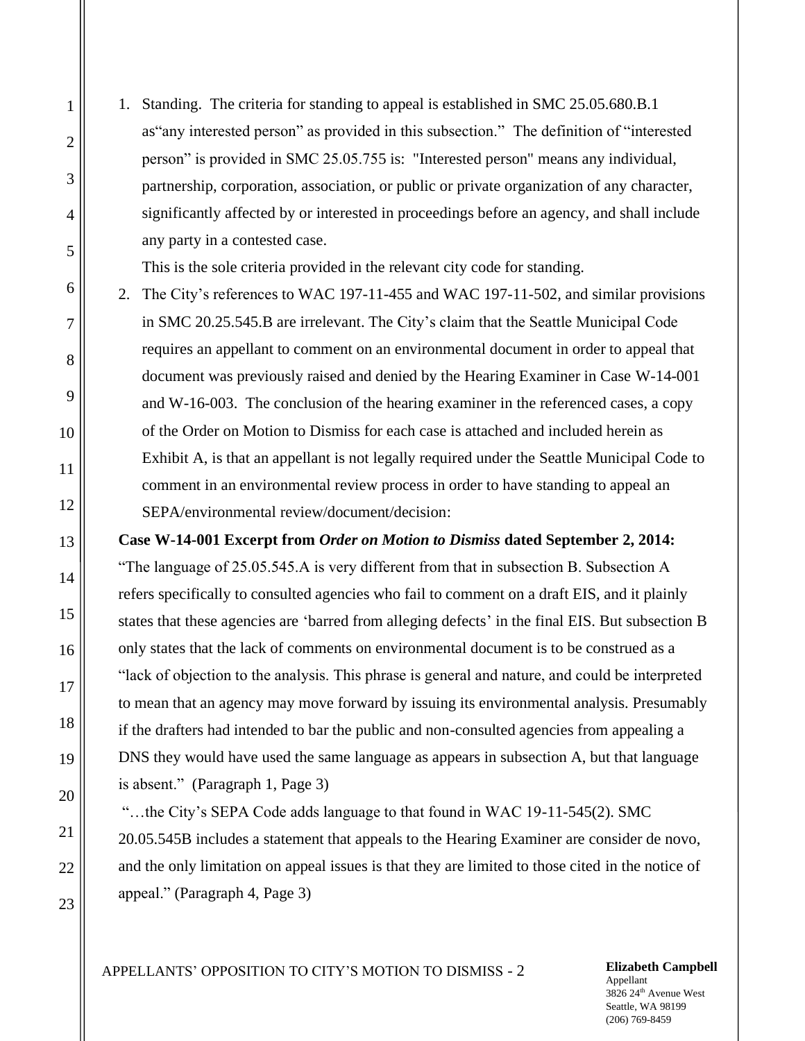1. Standing. The criteria for standing to appeal is established in SMC 25.05.680.B.1 as"any interested person" as provided in this subsection." The definition of "interested person" is provided in SMC 25.05.755 is: "Interested person" means any individual, partnership, corporation, association, or public or private organization of any character, significantly affected by or interested in proceedings before an agency, and shall include any party in a contested case.

   This is the sole criteria provided in the relevant city code for standing.

2. The City's references to WAC 197-11-455 and WAC 197-11-502, and similar provisions in SMC 20.25.545.B are irrelevant. The City's claim that the Seattle Municipal Code requires an appellant to comment on an environmental document in order to appeal that document was previously raised and denied by the Hearing Examiner in Case W-14-001 and W-16-003. The conclusion of the hearing examiner in the referenced cases, a copy of the Order on Motion to Dismiss for each case is attached and included herein as Exhibit A, is that an appellant is not legally required under the Seattle Municipal Code to comment in an environmental review process in order to have standing to appeal an SEPA/environmental review/document/decision:

**Case W-14-001 Excerpt from *Order on Motion to Dismiss* dated September 2, 2014:**

"The language of 25.05.545.A is very different from that in subsection B. Subsection A refers specifically to consulted agencies who fail to comment on a draft EIS, and it plainly states that these agencies are 'barred from alleging defects' in the final EIS. But subsection B only states that the lack of comments on environmental document is to be construed as a "lack of objection to the analysis. This phrase is general and nature, and could be interpreted to mean that an agency may move forward by issuing its environmental analysis. Presumably if the drafters had intended to bar the public and non-consulted agencies from appealing a DNS they would have used the same language as appears in subsection A, but that language is absent." (Paragraph 1, Page 3)

"…the City's SEPA Code adds language to that found in WAC 19-11-545(2). SMC 20.05.545B includes a statement that appeals to the Hearing Examiner are consider de novo, and the only limitation on appeal issues is that they are limited to those cited in the notice of appeal." (Paragraph 4, Page 3)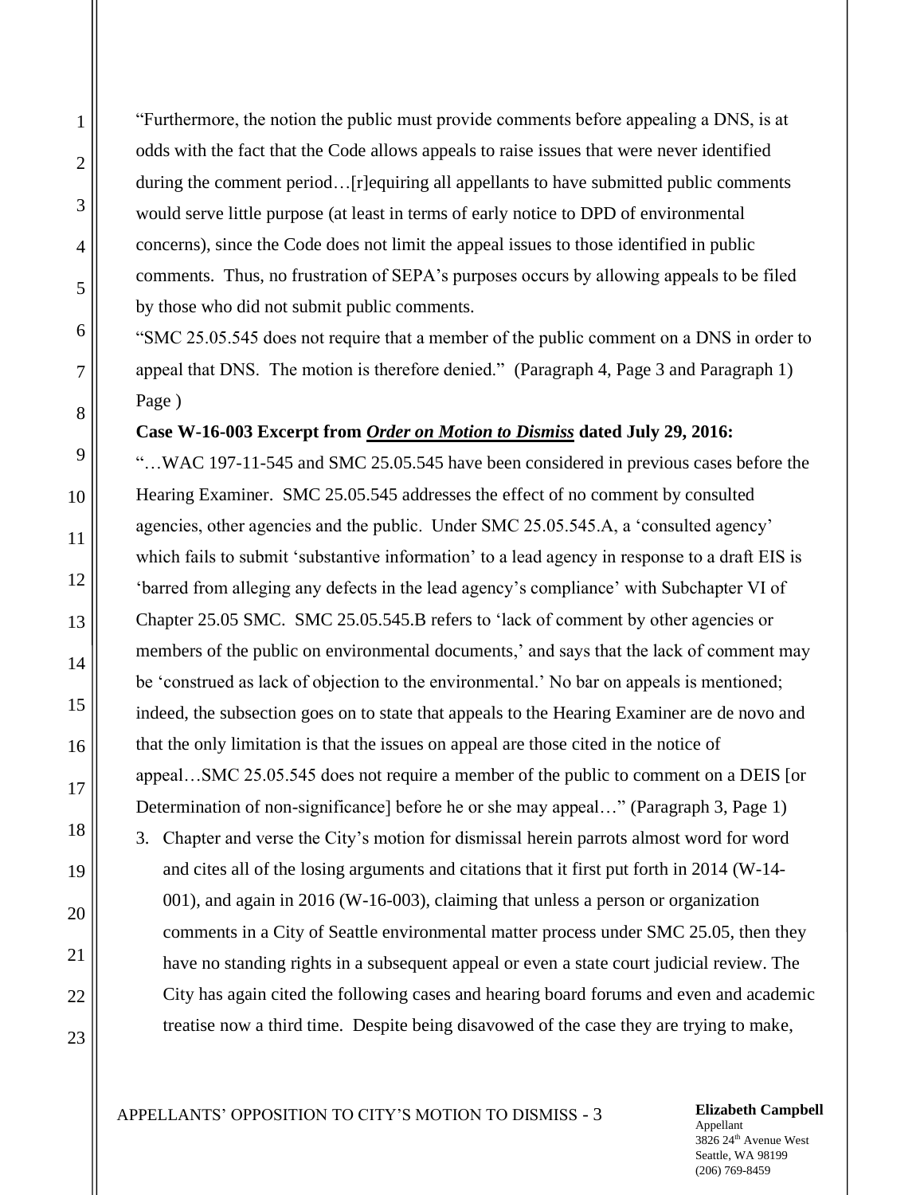"Furthermore, the notion the public must provide comments before appealing a DNS, is at odds with the fact that the Code allows appeals to raise issues that were never identified during the comment period…[r]equiring all appellants to have submitted public comments would serve little purpose (at least in terms of early notice to DPD of environmental concerns), since the Code does not limit the appeal issues to those identified in public comments. Thus, no frustration of SEPA's purposes occurs by allowing appeals to be filed by those who did not submit public comments.

"SMC 25.05.545 does not require that a member of the public comment on a DNS in order to appeal that DNS. The motion is therefore denied." (Paragraph 4, Page 3 and Paragraph 1) Page )

**Case W-16-003 Excerpt from *Order on Motion to Dismiss* dated July 29, 2016:**

"…WAC 197-11-545 and SMC 25.05.545 have been considered in previous cases before the Hearing Examiner. SMC 25.05.545 addresses the effect of no comment by consulted agencies, other agencies and the public. Under SMC 25.05.545.A, a 'consulted agency' which fails to submit 'substantive information' to a lead agency in response to a draft EIS is 'barred from alleging any defects in the lead agency's compliance' with Subchapter VI of Chapter 25.05 SMC. SMC 25.05.545.B refers to 'lack of comment by other agencies or members of the public on environmental documents,' and says that the lack of comment may be 'construed as lack of objection to the environmental.' No bar on appeals is mentioned; indeed, the subsection goes on to state that appeals to the Hearing Examiner are de novo and that the only limitation is that the issues on appeal are those cited in the notice of appeal…SMC 25.05.545 does not require a member of the public to comment on a DEIS [or Determination of non-significance] before he or she may appeal…" (Paragraph 3, Page 1)

3. Chapter and verse the City's motion for dismissal herein parrots almost word for word and cites all of the losing arguments and citations that it first put forth in 2014 (W-14-001), and again in 2016 (W-16-003), claiming that unless a person or organization comments in a City of Seattle environmental matter process under SMC 25.05, then they have no standing rights in a subsequent appeal or even a state court judicial review. The City has again cited the following cases and hearing board forums and even and academic treatise now a third time. Despite being disavowed of the case they are trying to make,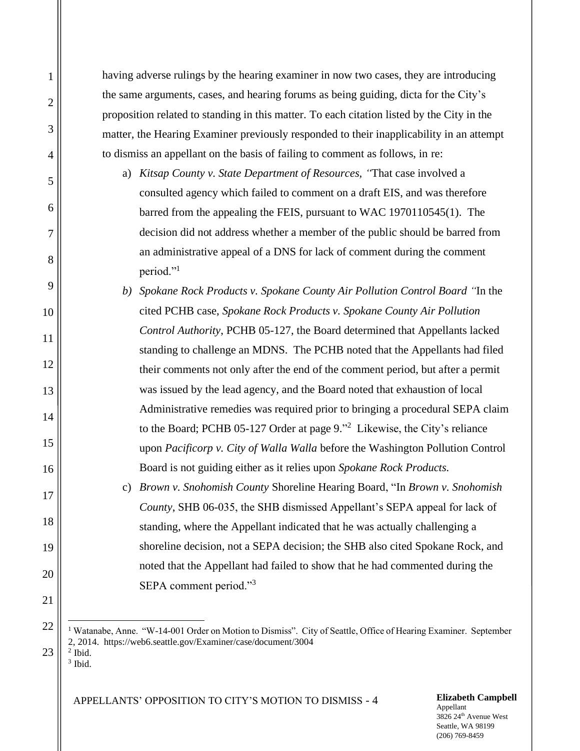having adverse rulings by the hearing examiner in now two cases, they are introducing the same arguments, cases, and hearing forums as being guiding, dicta for the City's proposition related to standing in this matter. To each citation listed by the City in the matter, the Hearing Examiner previously responded to their inapplicability in an attempt to dismiss an appellant on the basis of failing to comment as follows, in re:

a) *Kitsap County v. State Department of Resources, "*That case involved a consulted agency which failed to comment on a draft EIS, and was therefore barred from the appealing the FEIS, pursuant to WAC 1970110545(1). The decision did not address whether a member of the public should be barred from an administrative appeal of a DNS for lack of comment during the comment period."[1]

*b) Spokane Rock Products v. Spokane County Air Pollution Control Board "*In the cited PCHB case, *Spokane Rock Products v. Spokane County Air Pollution Control Authority*, PCHB 05-127, the Board determined that Appellants lacked standing to challenge an MDNS. The PCHB noted that the Appellants had filed their comments not only after the end of the comment period, but after a permit was issued by the lead agency, and the Board noted that exhaustion of local Administrative remedies was required prior to bringing a procedural SEPA claim to the Board; PCHB 05-127 Order at page 9."[2] Likewise, the City's reliance upon *Pacificorp v. City of Walla Walla* before the Washington Pollution Control Board is not guiding either as it relies upon *Spokane Rock Products.*

c) *Brown v. Snohomish County* Shoreline Hearing Board, "In *Brown v. Snohomish County*, SHB 06-035, the SHB dismissed Appellant's SEPA appeal for lack of standing, where the Appellant indicated that he was actually challenging a shoreline decision, not a SEPA decision; the SHB also cited Spokane Rock, and noted that the Appellant had failed to show that he had commented during the SEPA comment period."[3]

---

[1] Watanabe, Anne. "W-14-001 Order on Motion to Dismiss". City of Seattle, Office of Hearing Examiner. September 2, 2014. https://web6.seattle.gov/Examiner/case/document/3004
[2] Ibid.
[3] Ibid.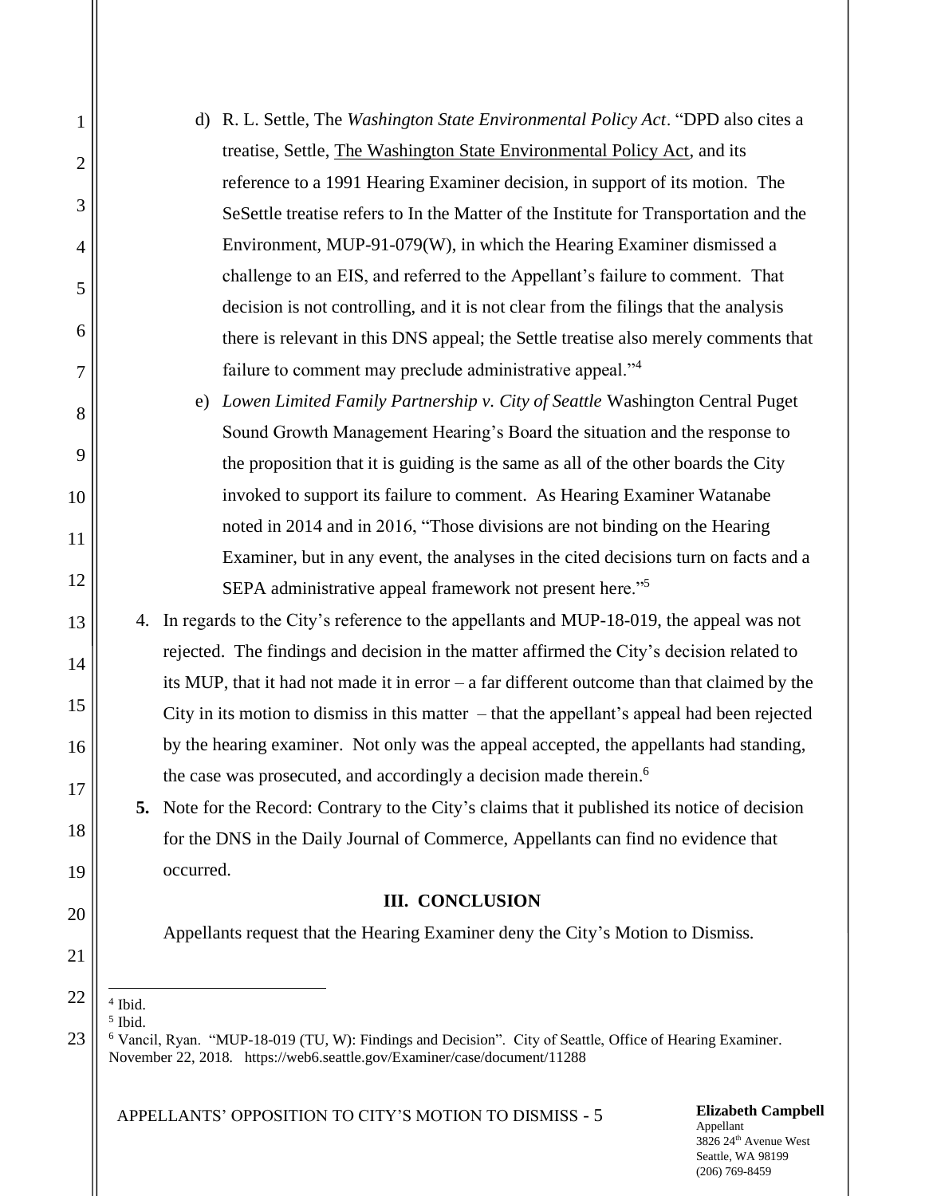d) R. L. Settle, The *Washington State Environmental Policy Act*. "DPD also cites a treatise, Settle, The Washington State Environmental Policy Act, and its reference to a 1991 Hearing Examiner decision, in support of its motion. The SeSettle treatise refers to In the Matter of the Institute for Transportation and the Environment, MUP-91-079(W), in which the Hearing Examiner dismissed a challenge to an EIS, and referred to the Appellant's failure to comment. That decision is not controlling, and it is not clear from the filings that the analysis there is relevant in this DNS appeal; the Settle treatise also merely comments that failure to comment may preclude administrative appeal."[4]

e) *Lowen Limited Family Partnership v. City of Seattle* Washington Central Puget Sound Growth Management Hearing's Board the situation and the response to the proposition that it is guiding is the same as all of the other boards the City invoked to support its failure to comment. As Hearing Examiner Watanabe noted in 2014 and in 2016, "Those divisions are not binding on the Hearing Examiner, but in any event, the analyses in the cited decisions turn on facts and a SEPA administrative appeal framework not present here."[5]

4. In regards to the City's reference to the appellants and MUP-18-019, the appeal was not rejected. The findings and decision in the matter affirmed the City's decision related to its MUP, that it had not made it in error – a far different outcome than that claimed by the City in its motion to dismiss in this matter – that the appellant's appeal had been rejected by the hearing examiner. Not only was the appeal accepted, the appellants had standing, the case was prosecuted, and accordingly a decision made therein.[6]

**5.** Note for the Record: Contrary to the City's claims that it published its notice of decision for the DNS in the Daily Journal of Commerce, Appellants can find no evidence that occurred.

## III. CONCLUSION

Appellants request that the Hearing Examiner deny the City's Motion to Dismiss.

---

[4] Ibid.

[5] Ibid.

[6] Vancil, Ryan. "MUP-18-019 (TU, W): Findings and Decision". City of Seattle, Office of Hearing Examiner. November 22, 2018. https://web6.seattle.gov/Examiner/case/document/11288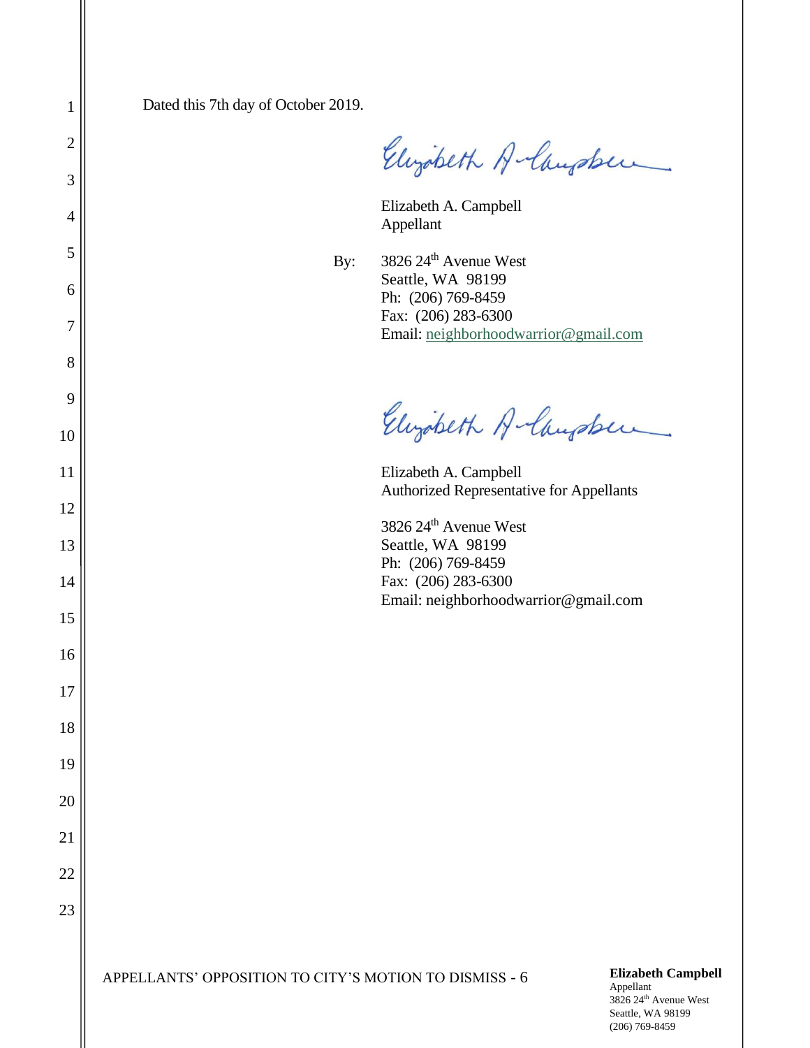Dated this 7th day of October 2019.

Elizabeth A. Campbell
Appellant

By: 3826 24th Avenue West
Seattle, WA 98199
Ph: (206) 769-8459
Fax: (206) 283-6300
Email: neighborhoodwarrior@gmail.com

Elizabeth A. Campbell
Authorized Representative for Appellants

3826 24th Avenue West
Seattle, WA 98199
Ph: (206) 769-8459
Fax: (206) 283-6300
Email: neighborhoodwarrior@gmail.com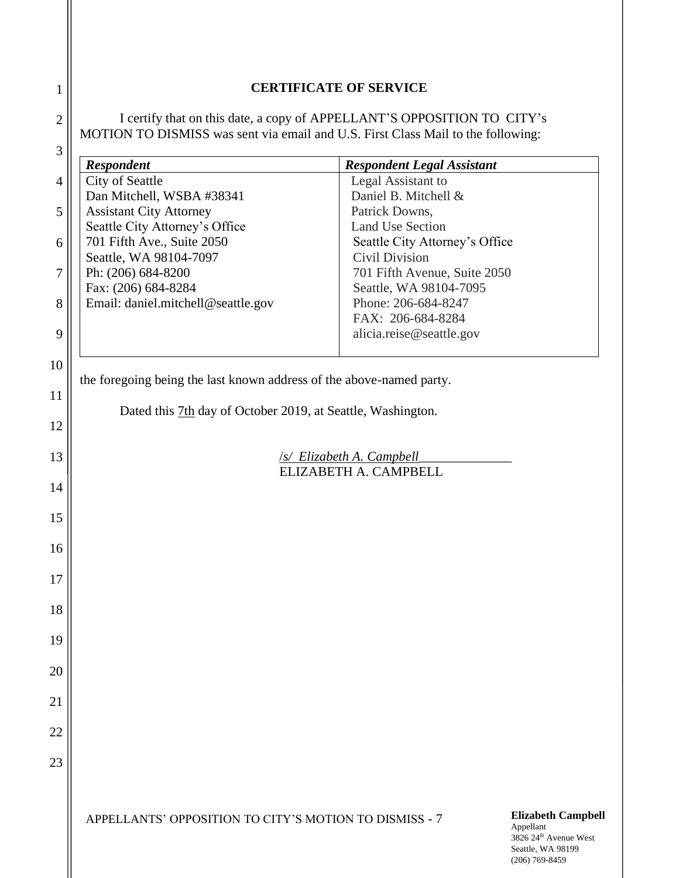**CERTIFICATE OF SERVICE**

I certify that on this date, a copy of APPELLANT'S OPPOSITION TO CITY's MOTION TO DISMISS was sent via email and U.S. First Class Mail to the following:

| *Respondent* | *Respondent Legal Assistant* |
|---|---|
| City of Seattle<br>Dan Mitchell, WSBA #38341<br>Assistant City Attorney<br>Seattle City Attorney's Office<br>701 Fifth Ave., Suite 2050<br>Seattle, WA 98104-7097<br>Ph: (206) 684-8200<br>Fax: (206) 684-8284<br>Email: daniel.mitchell@seattle.gov | Legal Assistant to<br>Daniel B. Mitchell &<br>Patrick Downs,<br>Land Use Section<br>Seattle City Attorney's Office<br>Civil Division<br>701 Fifth Avenue, Suite 2050<br>Seattle, WA 98104-7095<br>Phone: 206-684-8247<br>FAX: 206-684-8284<br>alicia.reise@seattle.gov |

the foregoing being the last known address of the above-named party.

Dated this 7th day of October 2019, at Seattle, Washington.

/s/ *Elizabeth A. Campbell*______________
ELIZABETH A. CAMPBELL

APPELLANTS' OPPOSITION TO CITY'S MOTION TO DISMISS - 7

**Elizabeth Campbell**
Appellant
3826 24th Avenue West
Seattle, WA 98199
(206) 769-8459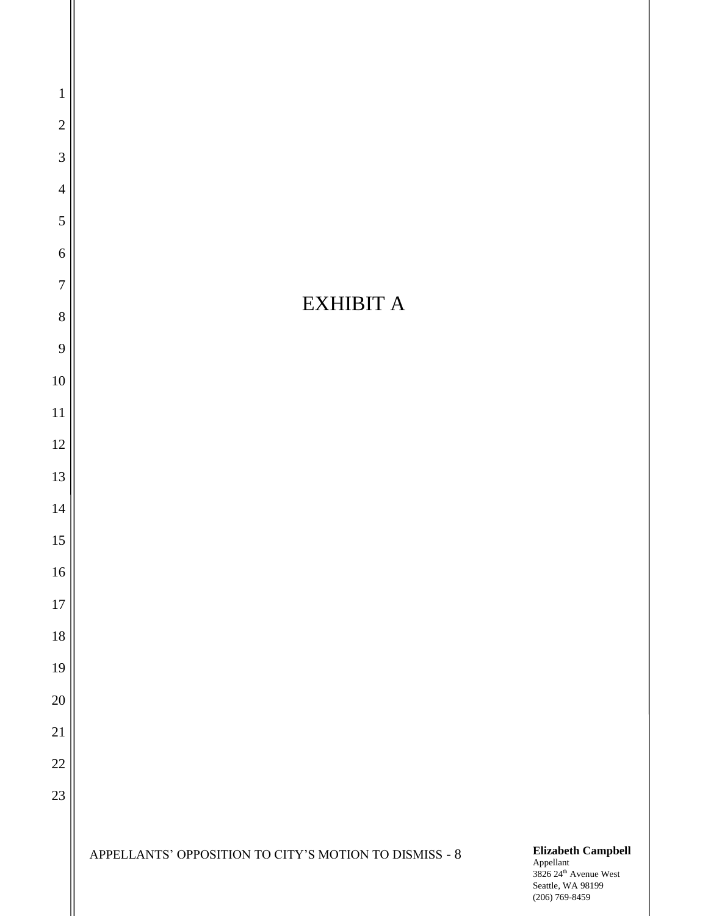# EXHIBIT A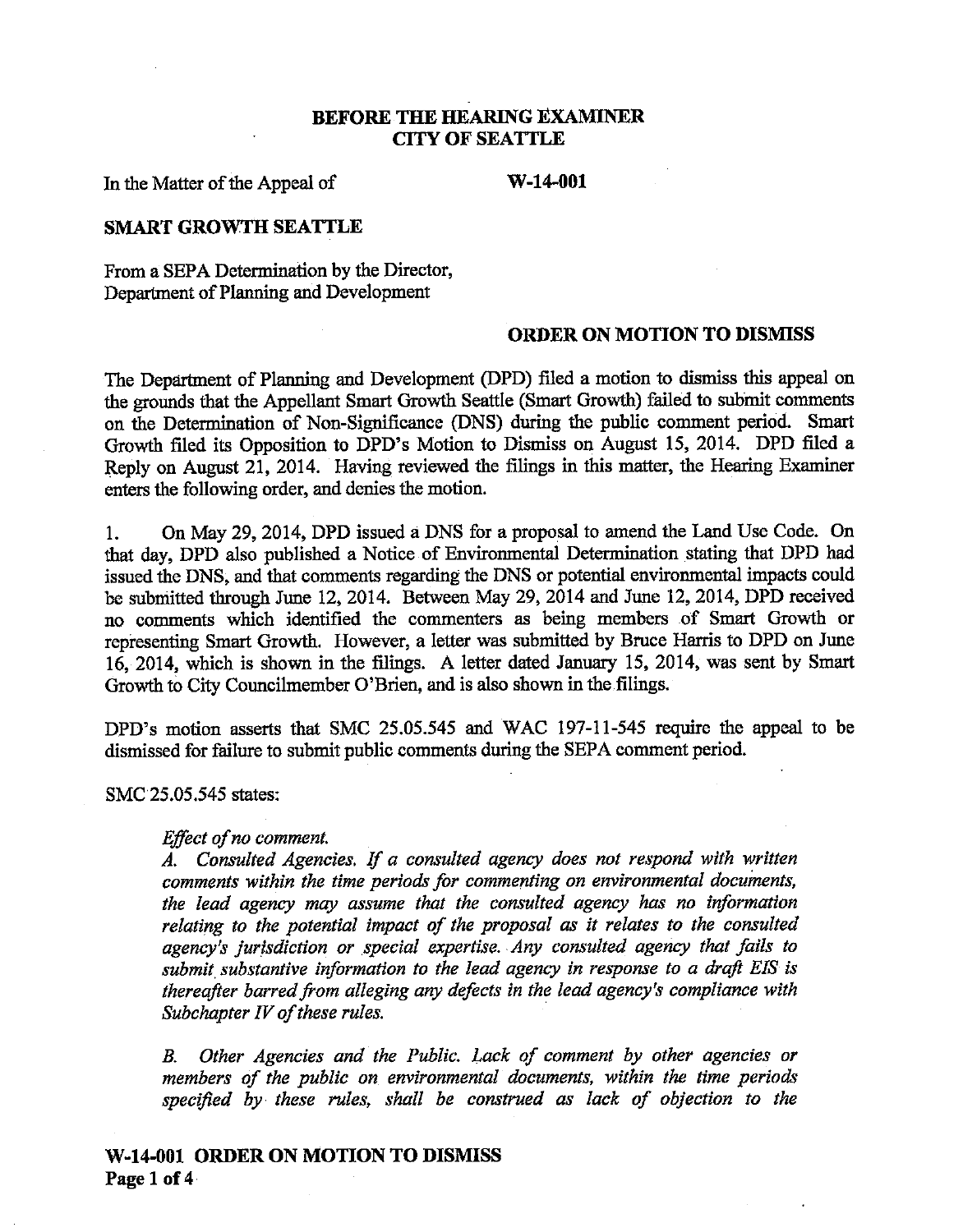**BEFORE THE HEARING EXAMINER**
**CITY OF SEATTLE**

In the Matter of the Appeal of **W-14-001**

**SMART GROWTH SEATTLE**

From a SEPA Determination by the Director,
Department of Planning and Development

**ORDER ON MOTION TO DISMISS**

The Department of Planning and Development (DPD) filed a motion to dismiss this appeal on the grounds that the Appellant Smart Growth Seattle (Smart Growth) failed to submit comments on the Determination of Non-Significance (DNS) during the public comment period. Smart Growth filed its Opposition to DPD's Motion to Dismiss on August 15, 2014. DPD filed a Reply on August 21, 2014. Having reviewed the filings in this matter, the Hearing Examiner enters the following order, and denies the motion.

1. On May 29, 2014, DPD issued a DNS for a proposal to amend the Land Use Code. On that day, DPD also published a Notice of Environmental Determination stating that DPD had issued the DNS, and that comments regarding the DNS or potential environmental impacts could be submitted through June 12, 2014. Between May 29, 2014 and June 12, 2014, DPD received no comments which identified the commenters as being members of Smart Growth or representing Smart Growth. However, a letter was submitted by Bruce Harris to DPD on June 16, 2014, which is shown in the filings. A letter dated January 15, 2014, was sent by Smart Growth to City Councilmember O'Brien, and is also shown in the filings.

DPD's motion asserts that SMC 25.05.545 and WAC 197-11-545 require the appeal to be dismissed for failure to submit public comments during the SEPA comment period.

SMC 25.05.545 states:

> *Effect of no comment.*
>
> *A. Consulted Agencies. If a consulted agency does not respond with written comments within the time periods for commenting on environmental documents, the lead agency may assume that the consulted agency has no information relating to the potential impact of the proposal as it relates to the consulted agency's jurisdiction or special expertise. Any consulted agency that fails to submit substantive information to the lead agency in response to a draft EIS is thereafter barred from alleging any defects in the lead agency's compliance with Subchapter IV of these rules.*
>
> *B. Other Agencies and the Public. Lack of comment by other agencies or members of the public on environmental documents, within the time periods specified by these rules, shall be construed as lack of objection to the*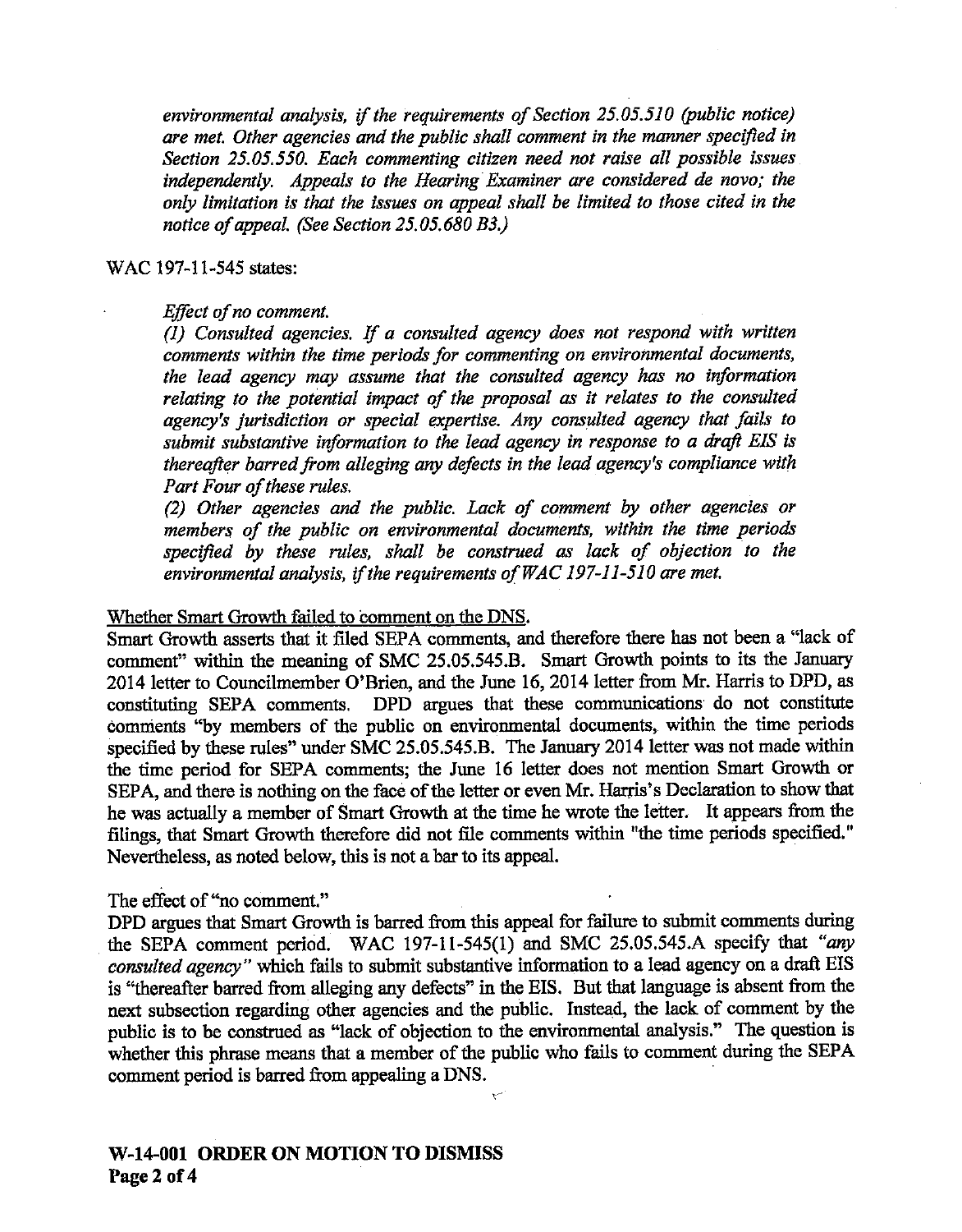*environmental analysis, if the requirements of Section 25.05.510 (public notice) are met. Other agencies and the public shall comment in the manner specified in Section 25.05.550. Each commenting citizen need not raise all possible issues independently. Appeals to the Hearing Examiner are considered de novo; the only limitation is that the issues on appeal shall be limited to those cited in the notice of appeal. (See Section 25.05.680 B3.)*

WAC 197-11-545 states:

> *Effect of no comment.*
>
> *(1) Consulted agencies. If a consulted agency does not respond with written comments within the time periods for commenting on environmental documents, the lead agency may assume that the consulted agency has no information relating to the potential impact of the proposal as it relates to the consulted agency's jurisdiction or special expertise. Any consulted agency that fails to submit substantive information to the lead agency in response to a draft EIS is thereafter barred from alleging any defects in the lead agency's compliance with Part Four of these rules.*
>
> *(2) Other agencies and the public. Lack of comment by other agencies or members of the public on environmental documents, within the time periods specified by these rules, shall be construed as lack of objection to the environmental analysis, if the requirements of WAC 197-11-510 are met.*

Whether Smart Growth failed to comment on the DNS.

Smart Growth asserts that it filed SEPA comments, and therefore there has not been a "lack of comment" within the meaning of SMC 25.05.545.B. Smart Growth points to its the January 2014 letter to Councilmember O'Brien, and the June 16, 2014 letter from Mr. Harris to DPD, as constituting SEPA comments. DPD argues that these communications do not constitute comments "by members of the public on environmental documents, within the time periods specified by these rules" under SMC 25.05.545.B. The January 2014 letter was not made within the time period for SEPA comments; the June 16 letter does not mention Smart Growth or SEPA, and there is nothing on the face of the letter or even Mr. Harris's Declaration to show that he was actually a member of Smart Growth at the time he wrote the letter. It appears from the filings, that Smart Growth therefore did not file comments within "the time periods specified." Nevertheless, as noted below, this is not a bar to its appeal.

The effect of "no comment."

DPD argues that Smart Growth is barred from this appeal for failure to submit comments during the SEPA comment period. WAC 197-11-545(1) and SMC 25.05.545.A specify that *"any consulted agency"* which fails to submit substantive information to a lead agency on a draft EIS is "thereafter barred from alleging any defects" in the EIS. But that language is absent from the next subsection regarding other agencies and the public. Instead, the lack of comment by the public is to be construed as "lack of objection to the environmental analysis." The question is whether this phrase means that a member of the public who fails to comment during the SEPA comment period is barred from appealing a DNS.

**W-14-001 ORDER ON MOTION TO DISMISS**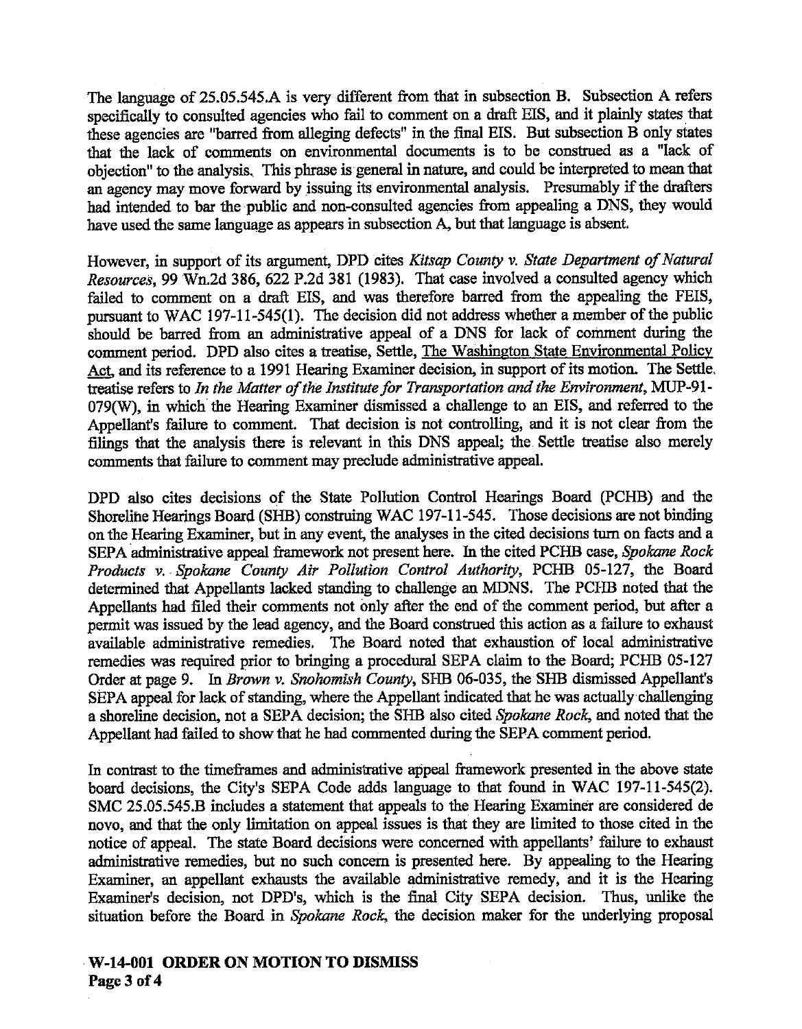The language of 25.05.545.A is very different from that in subsection B. Subsection A refers specifically to consulted agencies who fail to comment on a draft EIS, and it plainly states that these agencies are "barred from alleging defects" in the final EIS. But subsection B only states that the lack of comments on environmental documents is to be construed as a "lack of objection" to the analysis. This phrase is general in nature, and could be interpreted to mean that an agency may move forward by issuing its environmental analysis. Presumably if the drafters had intended to bar the public and non-consulted agencies from appealing a DNS, they would have used the same language as appears in subsection A, but that language is absent.

However, in support of its argument, DPD cites *Kitsap County v. State Department of Natural Resources*, 99 Wn.2d 386, 622 P.2d 381 (1983). That case involved a consulted agency which failed to comment on a draft EIS, and was therefore barred from the appealing the FEIS, pursuant to WAC 197-11-545(1). The decision did not address whether a member of the public should be barred from an administrative appeal of a DNS for lack of comment during the comment period. DPD also cites a treatise, Settle, The Washington State Environmental Policy Act, and its reference to a 1991 Hearing Examiner decision, in support of its motion. The Settle treatise refers to *In the Matter of the Institute for Transportation and the Environment*, MUP-91-079(W), in which the Hearing Examiner dismissed a challenge to an EIS, and referred to the Appellant's failure to comment. That decision is not controlling, and it is not clear from the filings that the analysis there is relevant in this DNS appeal; the Settle treatise also merely comments that failure to comment may preclude administrative appeal.

DPD also cites decisions of the State Pollution Control Hearings Board (PCHB) and the Shoreline Hearings Board (SHB) construing WAC 197-11-545. Those decisions are not binding on the Hearing Examiner, but in any event, the analyses in the cited decisions turn on facts and a SEPA administrative appeal framework not present here. In the cited PCHB case, *Spokane Rock Products v. Spokane County Air Pollution Control Authority*, PCHB 05-127, the Board determined that Appellants lacked standing to challenge an MDNS. The PCHB noted that the Appellants had filed their comments not only after the end of the comment period, but after a permit was issued by the lead agency, and the Board construed this action as a failure to exhaust available administrative remedies. The Board noted that exhaustion of local administrative remedies was required prior to bringing a procedural SEPA claim to the Board; PCHB 05-127 Order at page 9. In *Brown v. Snohomish County*, SHB 06-035, the SHB dismissed Appellant's SEPA appeal for lack of standing, where the Appellant indicated that he was actually challenging a shoreline decision, not a SEPA decision; the SHB also cited *Spokane Rock*, and noted that the Appellant had failed to show that he had commented during the SEPA comment period.

In contrast to the timeframes and administrative appeal framework presented in the above state board decisions, the City's SEPA Code adds language to that found in WAC 197-11-545(2). SMC 25.05.545.B includes a statement that appeals to the Hearing Examiner are considered de novo, and that the only limitation on appeal issues is that they are limited to those cited in the notice of appeal. The state Board decisions were concerned with appellants' failure to exhaust administrative remedies, but no such concern is presented here. By appealing to the Hearing Examiner, an appellant exhausts the available administrative remedy, and it is the Hearing Examiner's decision, not DPD's, which is the final City SEPA decision. Thus, unlike the situation before the Board in *Spokane Rock*, the decision maker for the underlying proposal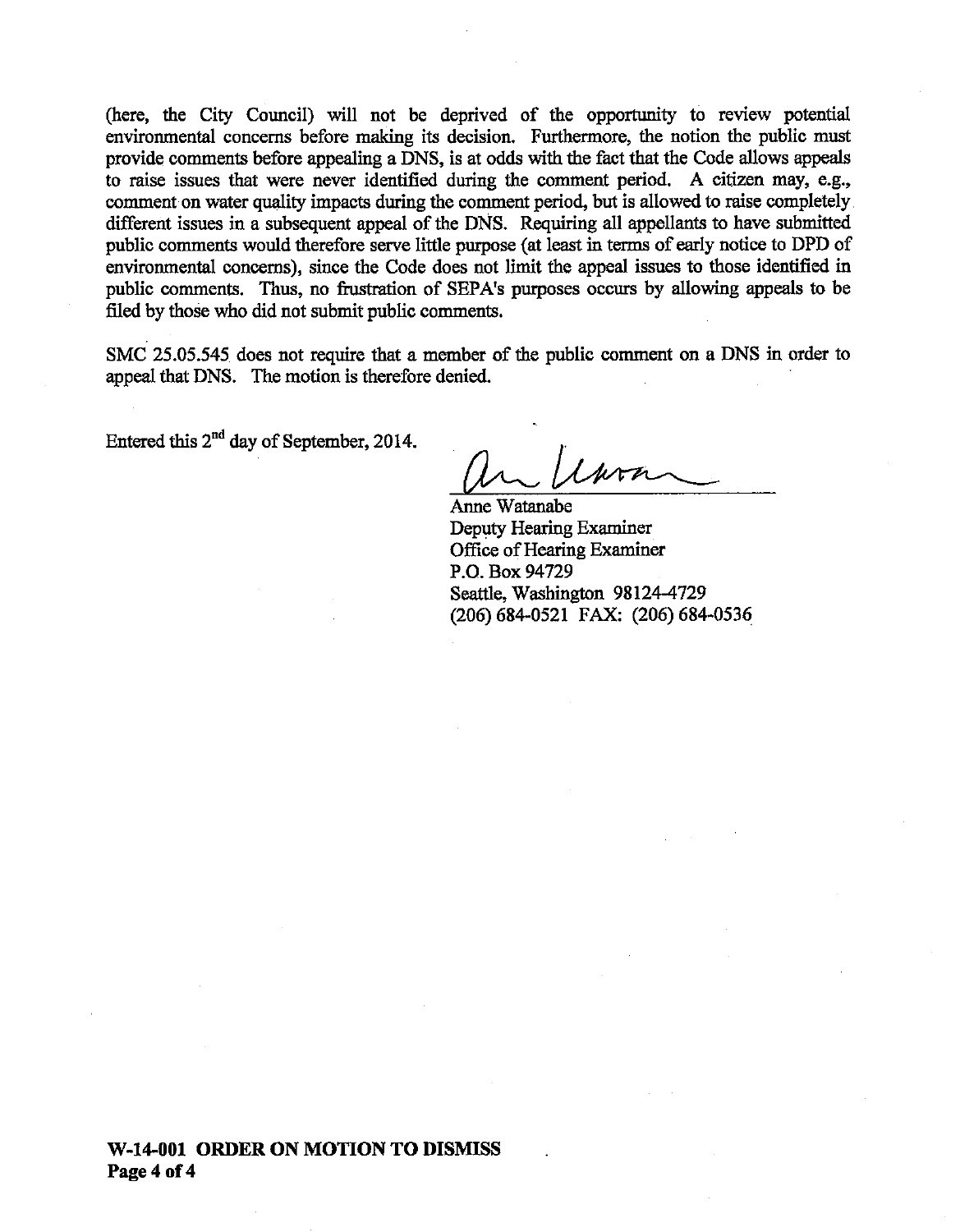(here, the City Council) will not be deprived of the opportunity to review potential environmental concerns before making its decision. Furthermore, the notion the public must provide comments before appealing a DNS, is at odds with the fact that the Code allows appeals to raise issues that were never identified during the comment period. A citizen may, e.g., comment on water quality impacts during the comment period, but is allowed to raise completely different issues in a subsequent appeal of the DNS. Requiring all appellants to have submitted public comments would therefore serve little purpose (at least in terms of early notice to DPD of environmental concerns), since the Code does not limit the appeal issues to those identified in public comments. Thus, no frustration of SEPA's purposes occurs by allowing appeals to be filed by those who did not submit public comments.

SMC 25.05.545 does not require that a member of the public comment on a DNS in order to appeal that DNS. The motion is therefore denied.

Entered this 2nd day of September, 2014.

Anne Watanabe
Deputy Hearing Examiner
Office of Hearing Examiner
P.O. Box 94729
Seattle, Washington 98124-4729
(206) 684-0521 FAX: (206) 684-0536

**W-14-001 ORDER ON MOTION TO DISMISS**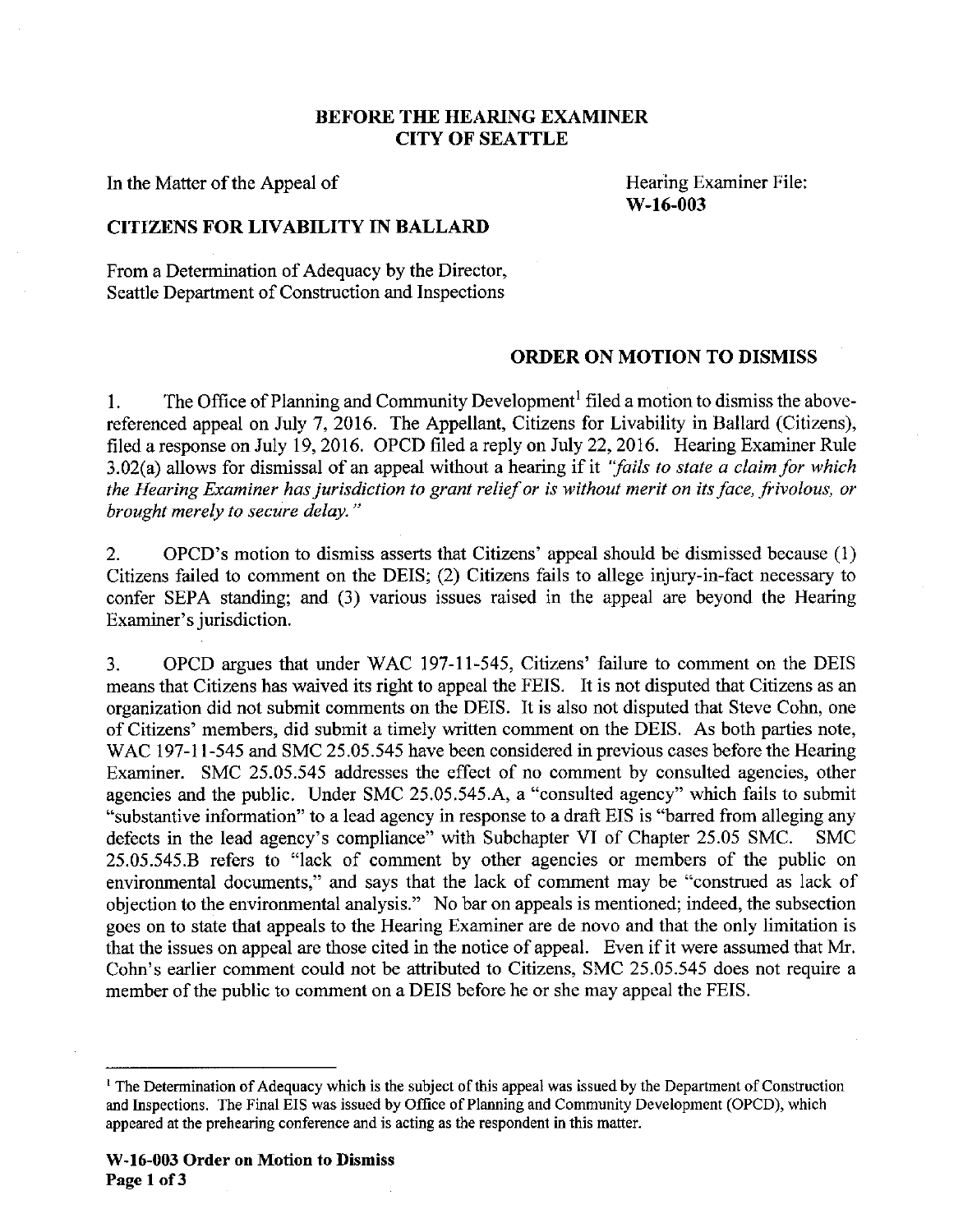**BEFORE THE HEARING EXAMINER**
**CITY OF SEATTLE**

In the Matter of the Appeal of

**CITIZENS FOR LIVABILITY IN BALLARD**

From a Determination of Adequacy by the Director, Seattle Department of Construction and Inspections

Hearing Examiner File:
**W-16-003**

## ORDER ON MOTION TO DISMISS

1. The Office of Planning and Community Development[1] filed a motion to dismiss the above-referenced appeal on July 7, 2016. The Appellant, Citizens for Livability in Ballard (Citizens), filed a response on July 19, 2016. OPCD filed a reply on July 22, 2016. Hearing Examiner Rule 3.02(a) allows for dismissal of an appeal without a hearing if it *"fails to state a claim for which the Hearing Examiner has jurisdiction to grant relief or is without merit on its face, frivolous, or brought merely to secure delay."*

2. OPCD's motion to dismiss asserts that Citizens' appeal should be dismissed because (1) Citizens failed to comment on the DEIS; (2) Citizens fails to allege injury-in-fact necessary to confer SEPA standing; and (3) various issues raised in the appeal are beyond the Hearing Examiner's jurisdiction.

3. OPCD argues that under WAC 197-11-545, Citizens' failure to comment on the DEIS means that Citizens has waived its right to appeal the FEIS. It is not disputed that Citizens as an organization did not submit comments on the DEIS. It is also not disputed that Steve Cohn, one of Citizens' members, did submit a timely written comment on the DEIS. As both parties note, WAC 197-11-545 and SMC 25.05.545 have been considered in previous cases before the Hearing Examiner. SMC 25.05.545 addresses the effect of no comment by consulted agencies, other agencies and the public. Under SMC 25.05.545.A, a "consulted agency" which fails to submit "substantive information" to a lead agency in response to a draft EIS is "barred from alleging any defects in the lead agency's compliance" with Subchapter VI of Chapter 25.05 SMC. SMC 25.05.545.B refers to "lack of comment by other agencies or members of the public on environmental documents," and says that the lack of comment may be "construed as lack of objection to the environmental analysis." No bar on appeals is mentioned; indeed, the subsection goes on to state that appeals to the Hearing Examiner are de novo and that the only limitation is that the issues on appeal are those cited in the notice of appeal. Even if it were assumed that Mr. Cohn's earlier comment could not be attributed to Citizens, SMC 25.05.545 does not require a member of the public to comment on a DEIS before he or she may appeal the FEIS.

---

[1] The Determination of Adequacy which is the subject of this appeal was issued by the Department of Construction and Inspections. The Final EIS was issued by Office of Planning and Community Development (OPCD), which appeared at the prehearing conference and is acting as the respondent in this matter.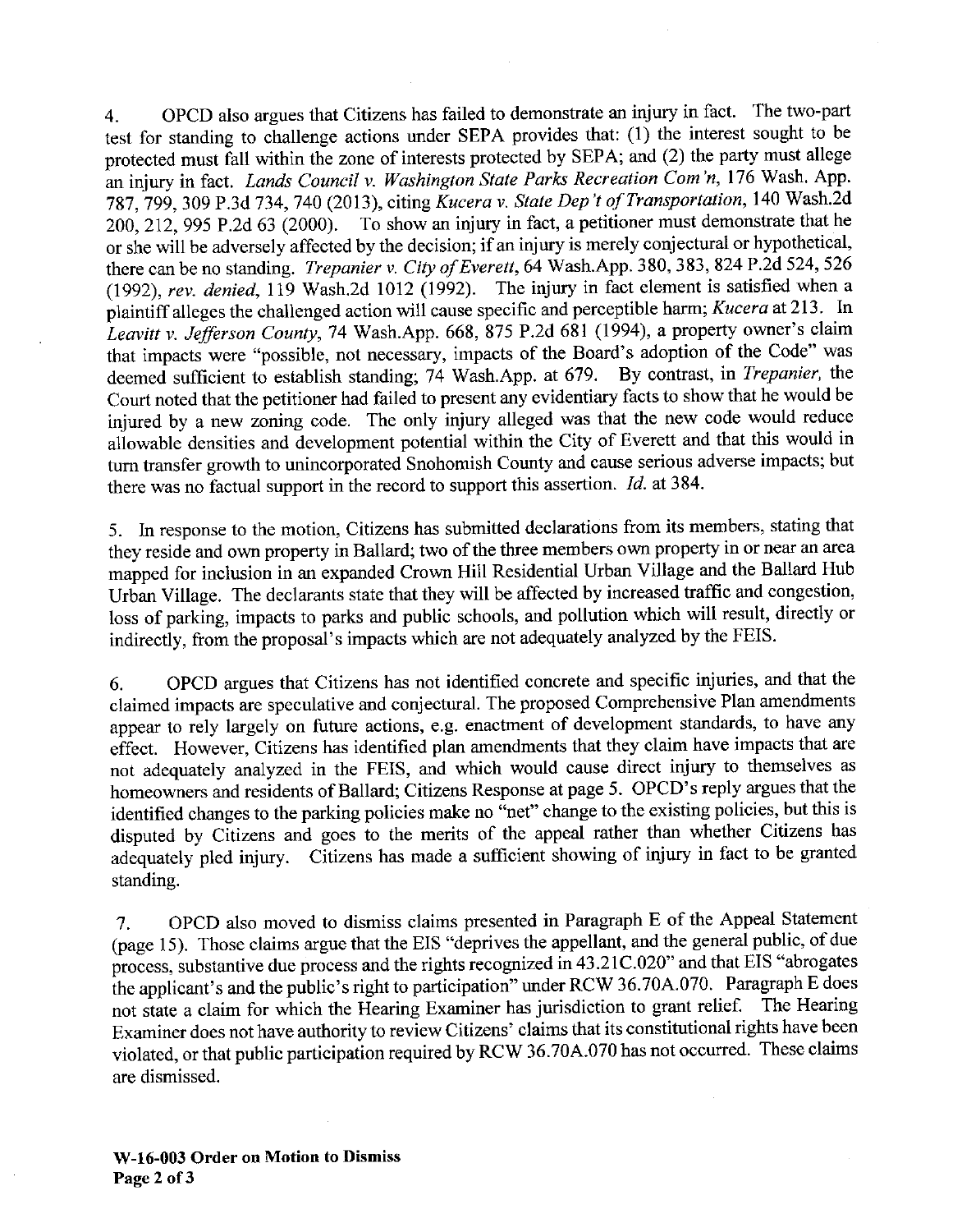4. OPCD also argues that Citizens has failed to demonstrate an injury in fact. The two-part test for standing to challenge actions under SEPA provides that: (1) the interest sought to be protected must fall within the zone of interests protected by SEPA; and (2) the party must allege an injury in fact. *Lands Council v. Washington State Parks Recreation Com'n*, 176 Wash. App. 787, 799, 309 P.3d 734, 740 (2013), citing *Kucera v. State Dep't of Transportation*, 140 Wash.2d 200, 212, 995 P.2d 63 (2000). To show an injury in fact, a petitioner must demonstrate that he or she will be adversely affected by the decision; if an injury is merely conjectural or hypothetical, there can be no standing. *Trepanier v. City of Everett*, 64 Wash.App. 380, 383, 824 P.2d 524, 526 (1992), *rev. denied*, 119 Wash.2d 1012 (1992). The injury in fact element is satisfied when a plaintiff alleges the challenged action will cause specific and perceptible harm; *Kucera* at 213. In *Leavitt v. Jefferson County*, 74 Wash.App. 668, 875 P.2d 681 (1994), a property owner's claim that impacts were "possible, not necessary, impacts of the Board's adoption of the Code" was deemed sufficient to establish standing; 74 Wash.App. at 679. By contrast, in *Trepanier*, the Court noted that the petitioner had failed to present any evidentiary facts to show that he would be injured by a new zoning code. The only injury alleged was that the new code would reduce allowable densities and development potential within the City of Everett and that this would in turn transfer growth to unincorporated Snohomish County and cause serious adverse impacts; but there was no factual support in the record to support this assertion. *Id.* at 384.

5. In response to the motion, Citizens has submitted declarations from its members, stating that they reside and own property in Ballard; two of the three members own property in or near an area mapped for inclusion in an expanded Crown Hill Residential Urban Village and the Ballard Hub Urban Village. The declarants state that they will be affected by increased traffic and congestion, loss of parking, impacts to parks and public schools, and pollution which will result, directly or indirectly, from the proposal's impacts which are not adequately analyzed by the FEIS.

6. OPCD argues that Citizens has not identified concrete and specific injuries, and that the claimed impacts are speculative and conjectural. The proposed Comprehensive Plan amendments appear to rely largely on future actions, e.g. enactment of development standards, to have any effect. However, Citizens has identified plan amendments that they claim have impacts that are not adequately analyzed in the FEIS, and which would cause direct injury to themselves as homeowners and residents of Ballard; Citizens Response at page 5. OPCD's reply argues that the identified changes to the parking policies make no "net" change to the existing policies, but this is disputed by Citizens and goes to the merits of the appeal rather than whether Citizens has adequately pled injury. Citizens has made a sufficient showing of injury in fact to be granted standing.

7. OPCD also moved to dismiss claims presented in Paragraph E of the Appeal Statement (page 15). Those claims argue that the EIS "deprives the appellant, and the general public, of due process, substantive due process and the rights recognized in 43.21C.020" and that EIS "abrogates the applicant's and the public's right to participation" under RCW 36.70A.070. Paragraph E does not state a claim for which the Hearing Examiner has jurisdiction to grant relief. The Hearing Examiner does not have authority to review Citizens' claims that its constitutional rights have been violated, or that public participation required by RCW 36.70A.070 has not occurred. These claims are dismissed.

**W-16-003 Order on Motion to Dismiss**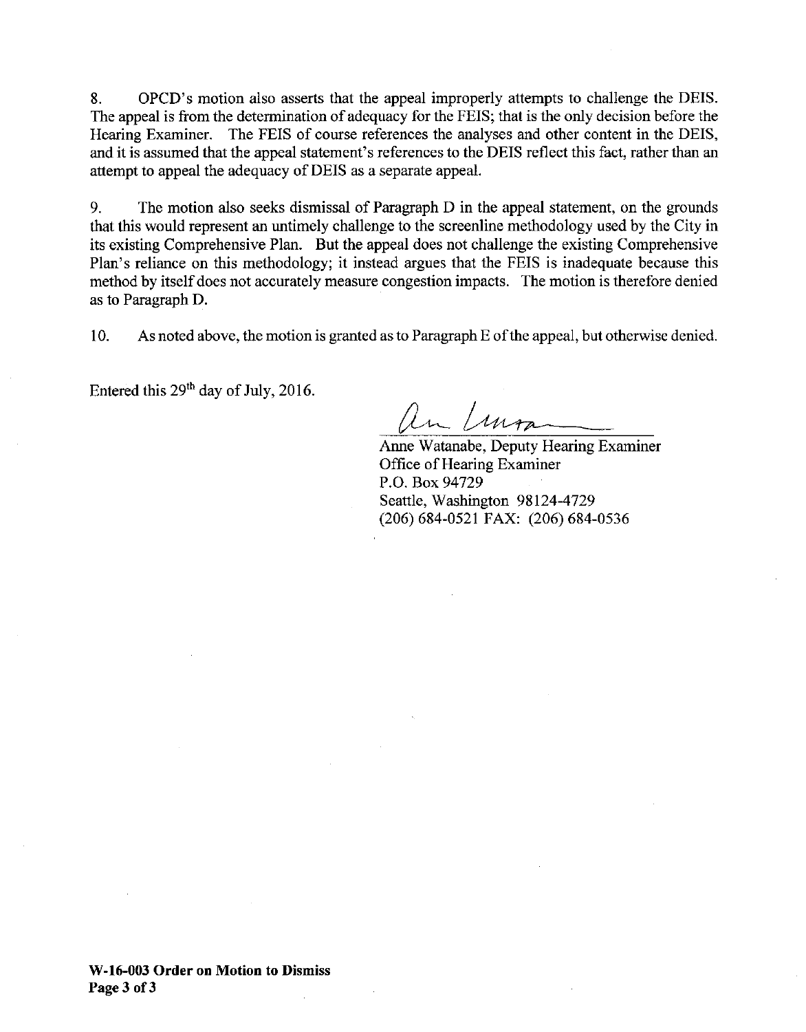8. OPCD's motion also asserts that the appeal improperly attempts to challenge the DEIS. The appeal is from the determination of adequacy for the FEIS; that is the only decision before the Hearing Examiner. The FEIS of course references the analyses and other content in the DEIS, and it is assumed that the appeal statement's references to the DEIS reflect this fact, rather than an attempt to appeal the adequacy of DEIS as a separate appeal.

9. The motion also seeks dismissal of Paragraph D in the appeal statement, on the grounds that this would represent an untimely challenge to the screenline methodology used by the City in its existing Comprehensive Plan. But the appeal does not challenge the existing Comprehensive Plan's reliance on this methodology; it instead argues that the FEIS is inadequate because this method by itself does not accurately measure congestion impacts. The motion is therefore denied as to Paragraph D.

10. As noted above, the motion is granted as to Paragraph E of the appeal, but otherwise denied.

Entered this 29th day of July, 2016.

Anne Watanabe, Deputy Hearing Examiner
Office of Hearing Examiner
P.O. Box 94729
Seattle, Washington 98124-4729
(206) 684-0521 FAX: (206) 684-0536

**W-16-003 Order on Motion to Dismiss**